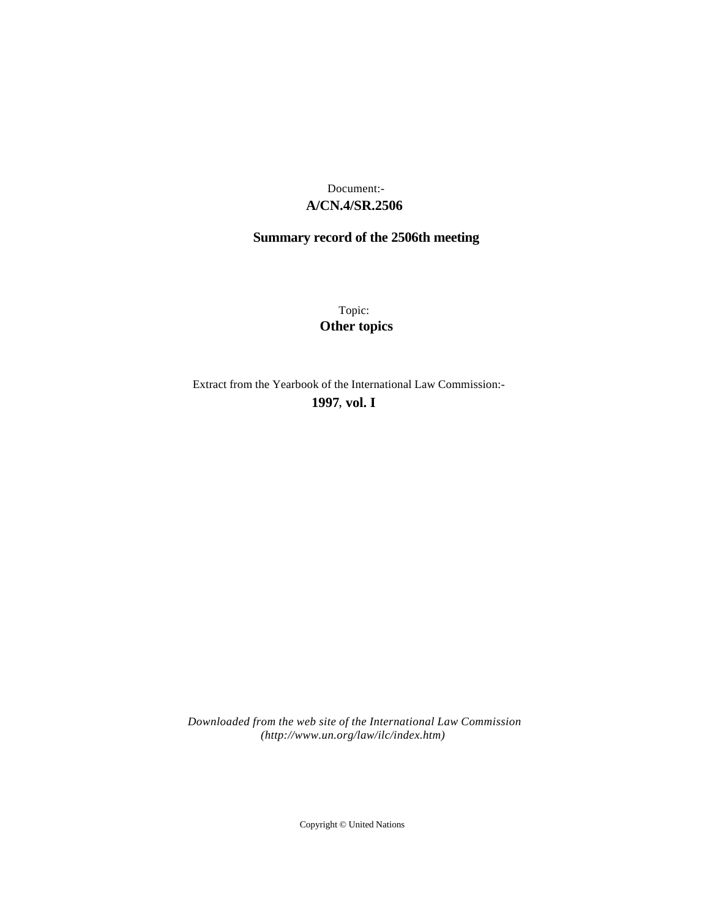Document:-
**A/CN.4/SR.2506**

**Summary record of the 2506th meeting**

Topic:
**Other topics**

Extract from the Yearbook of the International Law Commission:-
**1997, vol. I**

*Downloaded from the web site of the International Law Commission (http://www.un.org/law/ilc/index.htm)*

Copyright © United Nations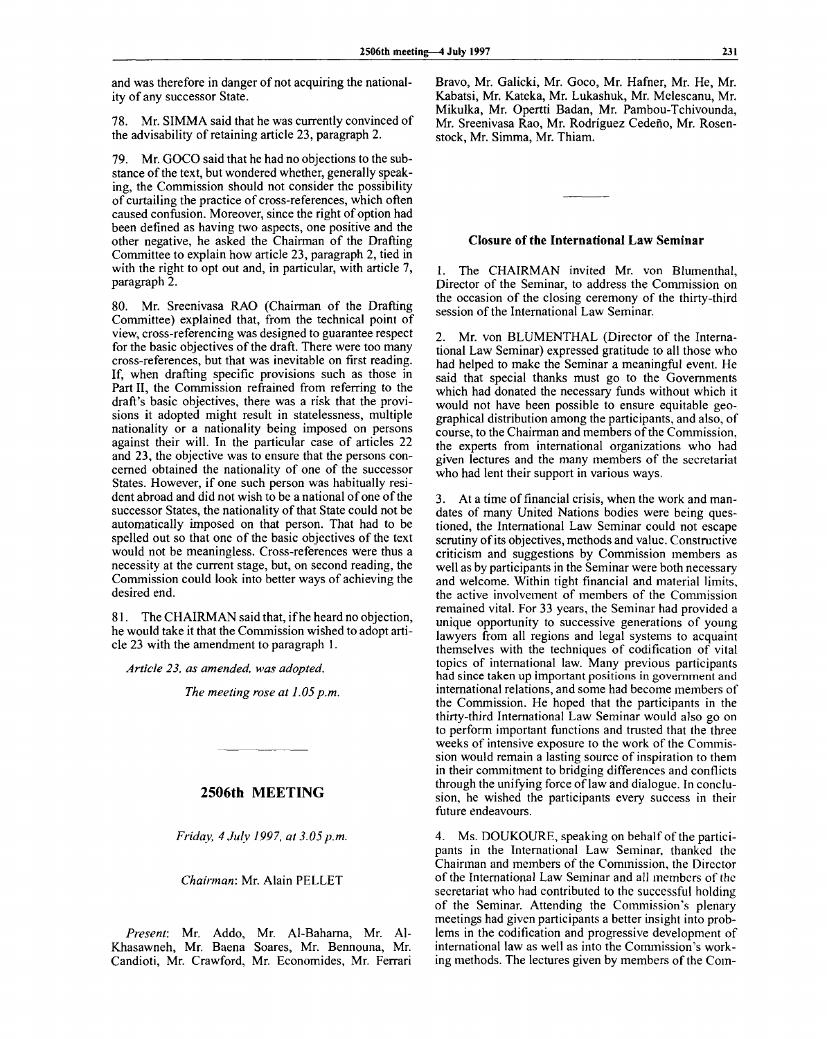and was therefore in danger of not acquiring the nationality of any successor State.

78. Mr. SIMMA said that he was currently convinced of the advisability of retaining article 23, paragraph 2.

79. Mr. GOCO said that he had no objections to the substance of the text, but wondered whether, generally speaking, the Commission should not consider the possibility of curtailing the practice of cross-references, which often caused confusion. Moreover, since the right of option had been defined as having two aspects, one positive and the other negative, he asked the Chairman of the Drafting Committee to explain how article 23, paragraph 2, tied in with the right to opt out and, in particular, with article 7, paragraph 2.

80. Mr. Sreenivasa RAO (Chairman of the Drafting Committee) explained that, from the technical point of view, cross-referencing was designed to guarantee respect for the basic objectives of the draft. There were too many cross-references, but that was inevitable on first reading. If, when drafting specific provisions such as those in Part II, the Commission refrained from referring to the draft's basic objectives, there was a risk that the provisions it adopted might result in statelessness, multiple nationality or a nationality being imposed on persons against their will. In the particular case of articles 22 and 23, the objective was to ensure that the persons concerned obtained the nationality of one of the successor States. However, if one such person was habitually resident abroad and did not wish to be a national of one of the successor States, the nationality of that State could not be automatically imposed on that person. That had to be spelled out so that one of the basic objectives of the text would not be meaningless. Cross-references were thus a necessity at the current stage, but, on second reading, the Commission could look into better ways of achieving the desired end.

81. The CHAIRMAN said that, if he heard no objection, he would take it that the Commission wished to adopt article 23 with the amendment to paragraph 1.

*Article 23, as amended, was adopted.*

*The meeting rose at 1.05 p.m.*

---

## 2506th MEETING

*Friday, 4 July 1997, at 3.05 p.m.*

*Chairman*: Mr. Alain PELLET

*Present*: Mr. Addo, Mr. Al-Baharna, Mr. Al-Khasawneh, Mr. Baena Soares, Mr. Bennouna, Mr. Candioti, Mr. Crawford, Mr. Economides, Mr. Ferrari Bravo, Mr. Galicki, Mr. Goco, Mr. Hafner, Mr. He, Mr. Kabatsi, Mr. Kateka, Mr. Lukashuk, Mr. Melescanu, Mr. Mikulka, Mr. Opertti Badan, Mr. Pambou-Tchivounda, Mr. Sreenivasa Rao, Mr. Rodríguez Cedeño, Mr. Rosenstock, Mr. Simma, Mr. Thiam.

---

### Closure of the International Law Seminar

1. The CHAIRMAN invited Mr. von Blumenthal, Director of the Seminar, to address the Commission on the occasion of the closing ceremony of the thirty-third session of the International Law Seminar.

2. Mr. von BLUMENTHAL (Director of the International Law Seminar) expressed gratitude to all those who had helped to make the Seminar a meaningful event. He said that special thanks must go to the Governments which had donated the necessary funds without which it would not have been possible to ensure equitable geographical distribution among the participants, and also, of course, to the Chairman and members of the Commission, the experts from international organizations who had given lectures and the many members of the secretariat who had lent their support in various ways.

3. At a time of financial crisis, when the work and mandates of many United Nations bodies were being questioned, the International Law Seminar could not escape scrutiny of its objectives, methods and value. Constructive criticism and suggestions by Commission members as well as by participants in the Seminar were both necessary and welcome. Within tight financial and material limits, the active involvement of members of the Commission remained vital. For 33 years, the Seminar had provided a unique opportunity to successive generations of young lawyers from all regions and legal systems to acquaint themselves with the techniques of codification of vital topics of international law. Many previous participants had since taken up important positions in government and international relations, and some had become members of the Commission. He hoped that the participants in the thirty-third International Law Seminar would also go on to perform important functions and trusted that the three weeks of intensive exposure to the work of the Commission would remain a lasting source of inspiration to them in their commitment to bridging differences and conflicts through the unifying force of law and dialogue. In conclusion, he wished the participants every success in their future endeavours.

4. Ms. DOUKOURE, speaking on behalf of the participants in the International Law Seminar, thanked the Chairman and members of the Commission, the Director of the International Law Seminar and all members of the secretariat who had contributed to the successful holding of the Seminar. Attending the Commission's plenary meetings had given participants a better insight into problems in the codification and progressive development of international law as well as into the Commission's working methods. The lectures given by members of the Com-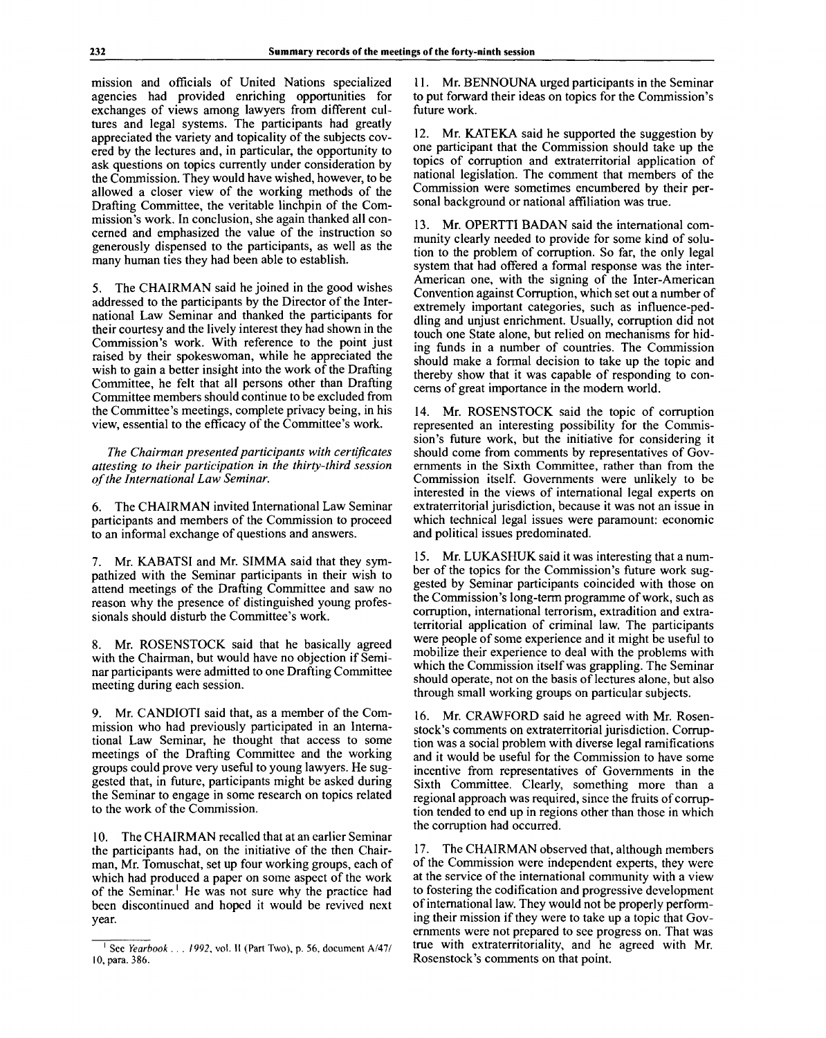mission and officials of United Nations specialized agencies had provided enriching opportunities for exchanges of views among lawyers from different cultures and legal systems. The participants had greatly appreciated the variety and topicality of the subjects covered by the lectures and, in particular, the opportunity to ask questions on topics currently under consideration by the Commission. They would have wished, however, to be allowed a closer view of the working methods of the Drafting Committee, the veritable linchpin of the Commission's work. In conclusion, she again thanked all concerned and emphasized the value of the instruction so generously dispensed to the participants, as well as the many human ties they had been able to establish.

5. The CHAIRMAN said he joined in the good wishes addressed to the participants by the Director of the International Law Seminar and thanked the participants for their courtesy and the lively interest they had shown in the Commission's work. With reference to the point just raised by their spokeswoman, while he appreciated the wish to gain a better insight into the work of the Drafting Committee, he felt that all persons other than Drafting Committee members should continue to be excluded from the Committee's meetings, complete privacy being, in his view, essential to the efficacy of the Committee's work.

*The Chairman presented participants with certificates attesting to their participation in the thirty-third session of the International Law Seminar.*

6. The CHAIRMAN invited International Law Seminar participants and members of the Commission to proceed to an informal exchange of questions and answers.

7. Mr. KABATSI and Mr. SIMMA said that they sympathized with the Seminar participants in their wish to attend meetings of the Drafting Committee and saw no reason why the presence of distinguished young professionals should disturb the Committee's work.

8. Mr. ROSENSTOCK said that he basically agreed with the Chairman, but would have no objection if Seminar participants were admitted to one Drafting Committee meeting during each session.

9. Mr. CANDIOTI said that, as a member of the Commission who had previously participated in an International Law Seminar, he thought that access to some meetings of the Drafting Committee and the working groups could prove very useful to young lawyers. He suggested that, in future, participants might be asked during the Seminar to engage in some research on topics related to the work of the Commission.

10. The CHAIRMAN recalled that at an earlier Seminar the participants had, on the initiative of the then Chairman, Mr. Tomuschat, set up four working groups, each of which had produced a paper on some aspect of the work of the Seminar.[1] He was not sure why the practice had been discontinued and hoped it would be revived next year.

11. Mr. BENNOUNA urged participants in the Seminar to put forward their ideas on topics for the Commission's future work.

12. Mr. KATEKA said he supported the suggestion by one participant that the Commission should take up the topics of corruption and extraterritorial application of national legislation. The comment that members of the Commission were sometimes encumbered by their personal background or national affiliation was true.

13. Mr. OPERTTI BADAN said the international community clearly needed to provide for some kind of solution to the problem of corruption. So far, the only legal system that had offered a formal response was the inter-American one, with the signing of the Inter-American Convention against Corruption, which set out a number of extremely important categories, such as influence-peddling and unjust enrichment. Usually, corruption did not touch one State alone, but relied on mechanisms for hiding funds in a number of countries. The Commission should make a formal decision to take up the topic and thereby show that it was capable of responding to concerns of great importance in the modern world.

14. Mr. ROSENSTOCK said the topic of corruption represented an interesting possibility for the Commission's future work, but the initiative for considering it should come from comments by representatives of Governments in the Sixth Committee, rather than from the Commission itself. Governments were unlikely to be interested in the views of international legal experts on extraterritorial jurisdiction, because it was not an issue in which technical legal issues were paramount: economic and political issues predominated.

15. Mr. LUKASHUK said it was interesting that a number of the topics for the Commission's future work suggested by Seminar participants coincided with those on the Commission's long-term programme of work, such as corruption, international terrorism, extradition and extraterritorial application of criminal law. The participants were people of some experience and it might be useful to mobilize their experience to deal with the problems with which the Commission itself was grappling. The Seminar should operate, not on the basis of lectures alone, but also through small working groups on particular subjects.

16. Mr. CRAWFORD said he agreed with Mr. Rosenstock's comments on extraterritorial jurisdiction. Corruption was a social problem with diverse legal ramifications and it would be useful for the Commission to have some incentive from representatives of Governments in the Sixth Committee. Clearly, something more than a regional approach was required, since the fruits of corruption tended to end up in regions other than those in which the corruption had occurred.

17. The CHAIRMAN observed that, although members of the Commission were independent experts, they were at the service of the international community with a view to fostering the codification and progressive development of international law. They would not be properly performing their mission if they were to take up a topic that Governments were not prepared to see progress on. That was true with extraterritoriality, and he agreed with Mr. Rosenstock's comments on that point.

---

[1] See *Yearbook . . . 1992*, vol. II (Part Two), p. 56, document A/47/10, para. 386.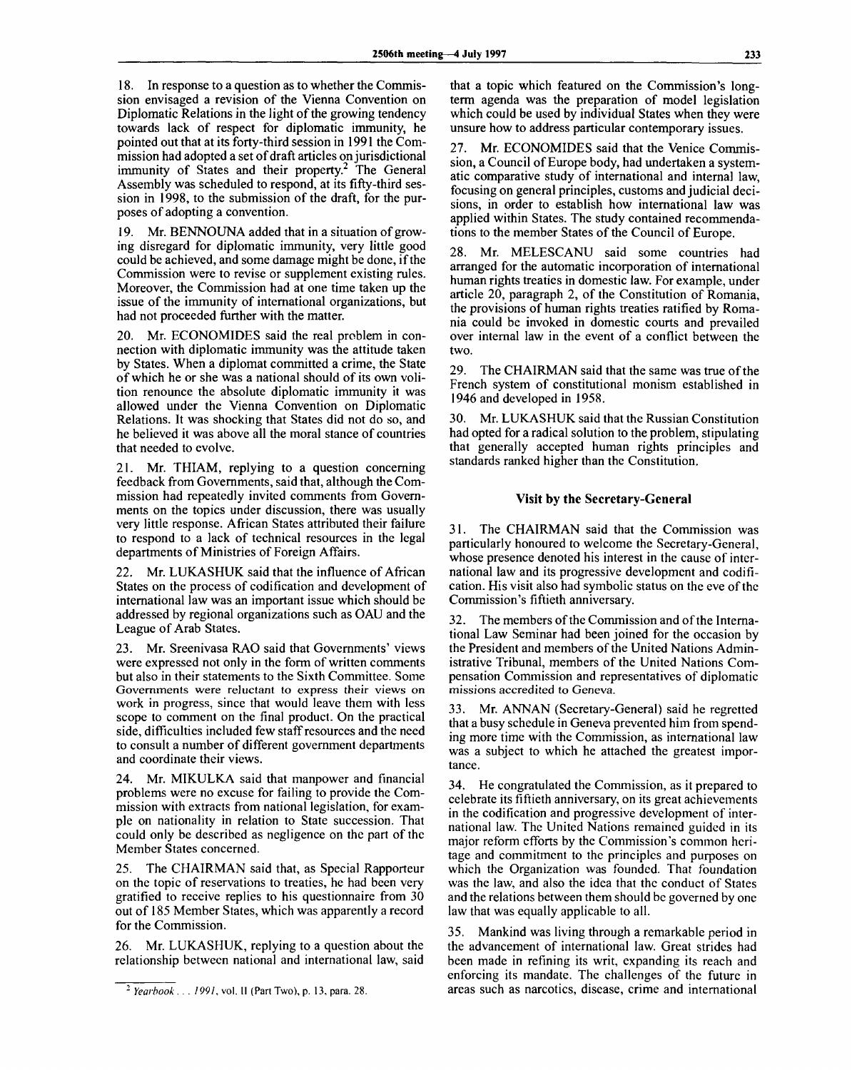18. In response to a question as to whether the Commission envisaged a revision of the Vienna Convention on Diplomatic Relations in the light of the growing tendency towards lack of respect for diplomatic immunity, he pointed out that at its forty-third session in 1991 the Commission had adopted a set of draft articles on jurisdictional immunity of States and their property.[2] The General Assembly was scheduled to respond, at its fifty-third session in 1998, to the submission of the draft, for the purposes of adopting a convention.

19. Mr. BENNOUNA added that in a situation of growing disregard for diplomatic immunity, very little good could be achieved, and some damage might be done, if the Commission were to revise or supplement existing rules. Moreover, the Commission had at one time taken up the issue of the immunity of international organizations, but had not proceeded further with the matter.

20. Mr. ECONOMIDES said the real problem in connection with diplomatic immunity was the attitude taken by States. When a diplomat committed a crime, the State of which he or she was a national should of its own volition renounce the absolute diplomatic immunity it was allowed under the Vienna Convention on Diplomatic Relations. It was shocking that States did not do so, and he believed it was above all the moral stance of countries that needed to evolve.

21. Mr. THIAM, replying to a question concerning feedback from Governments, said that, although the Commission had repeatedly invited comments from Governments on the topics under discussion, there was usually very little response. African States attributed their failure to respond to a lack of technical resources in the legal departments of Ministries of Foreign Affairs.

22. Mr. LUKASHUK said that the influence of African States on the process of codification and development of international law was an important issue which should be addressed by regional organizations such as OAU and the League of Arab States.

23. Mr. Sreenivasa RAO said that Governments' views were expressed not only in the form of written comments but also in their statements to the Sixth Committee. Some Governments were reluctant to express their views on work in progress, since that would leave them with less scope to comment on the final product. On the practical side, difficulties included few staff resources and the need to consult a number of different government departments and coordinate their views.

24. Mr. MIKULKA said that manpower and financial problems were no excuse for failing to provide the Commission with extracts from national legislation, for example on nationality in relation to State succession. That could only be described as negligence on the part of the Member States concerned.

25. The CHAIRMAN said that, as Special Rapporteur on the topic of reservations to treaties, he had been very gratified to receive replies to his questionnaire from 30 out of 185 Member States, which was apparently a record for the Commission.

26. Mr. LUKASHUK, replying to a question about the relationship between national and international law, said that a topic which featured on the Commission's long-term agenda was the preparation of model legislation which could be used by individual States when they were unsure how to address particular contemporary issues.

27. Mr. ECONOMIDES said that the Venice Commission, a Council of Europe body, had undertaken a systematic comparative study of international and internal law, focusing on general principles, customs and judicial decisions, in order to establish how international law was applied within States. The study contained recommendations to the member States of the Council of Europe.

28. Mr. MELESCANU said some countries had arranged for the automatic incorporation of international human rights treaties in domestic law. For example, under article 20, paragraph 2, of the Constitution of Romania, the provisions of human rights treaties ratified by Romania could be invoked in domestic courts and prevailed over internal law in the event of a conflict between the two.

29. The CHAIRMAN said that the same was true of the French system of constitutional monism established in 1946 and developed in 1958.

30. Mr. LUKASHUK said that the Russian Constitution had opted for a radical solution to the problem, stipulating that generally accepted human rights principles and standards ranked higher than the Constitution.

### Visit by the Secretary-General

31. The CHAIRMAN said that the Commission was particularly honoured to welcome the Secretary-General, whose presence denoted his interest in the cause of international law and its progressive development and codification. His visit also had symbolic status on the eve of the Commission's fiftieth anniversary.

32. The members of the Commission and of the International Law Seminar had been joined for the occasion by the President and members of the United Nations Administrative Tribunal, members of the United Nations Compensation Commission and representatives of diplomatic missions accredited to Geneva.

33. Mr. ANNAN (Secretary-General) said he regretted that a busy schedule in Geneva prevented him from spending more time with the Commission, as international law was a subject to which he attached the greatest importance.

34. He congratulated the Commission, as it prepared to celebrate its fiftieth anniversary, on its great achievements in the codification and progressive development of international law. The United Nations remained guided in its major reform efforts by the Commission's common heritage and commitment to the principles and purposes on which the Organization was founded. That foundation was the law, and also the idea that the conduct of States and the relations between them should be governed by one law that was equally applicable to all.

35. Mankind was living through a remarkable period in the advancement of international law. Great strides had been made in refining its writ, expanding its reach and enforcing its mandate. The challenges of the future in areas such as narcotics, disease, crime and international

[2] *Yearbook . . . 1991*, vol. II (Part Two), p. 13, para. 28.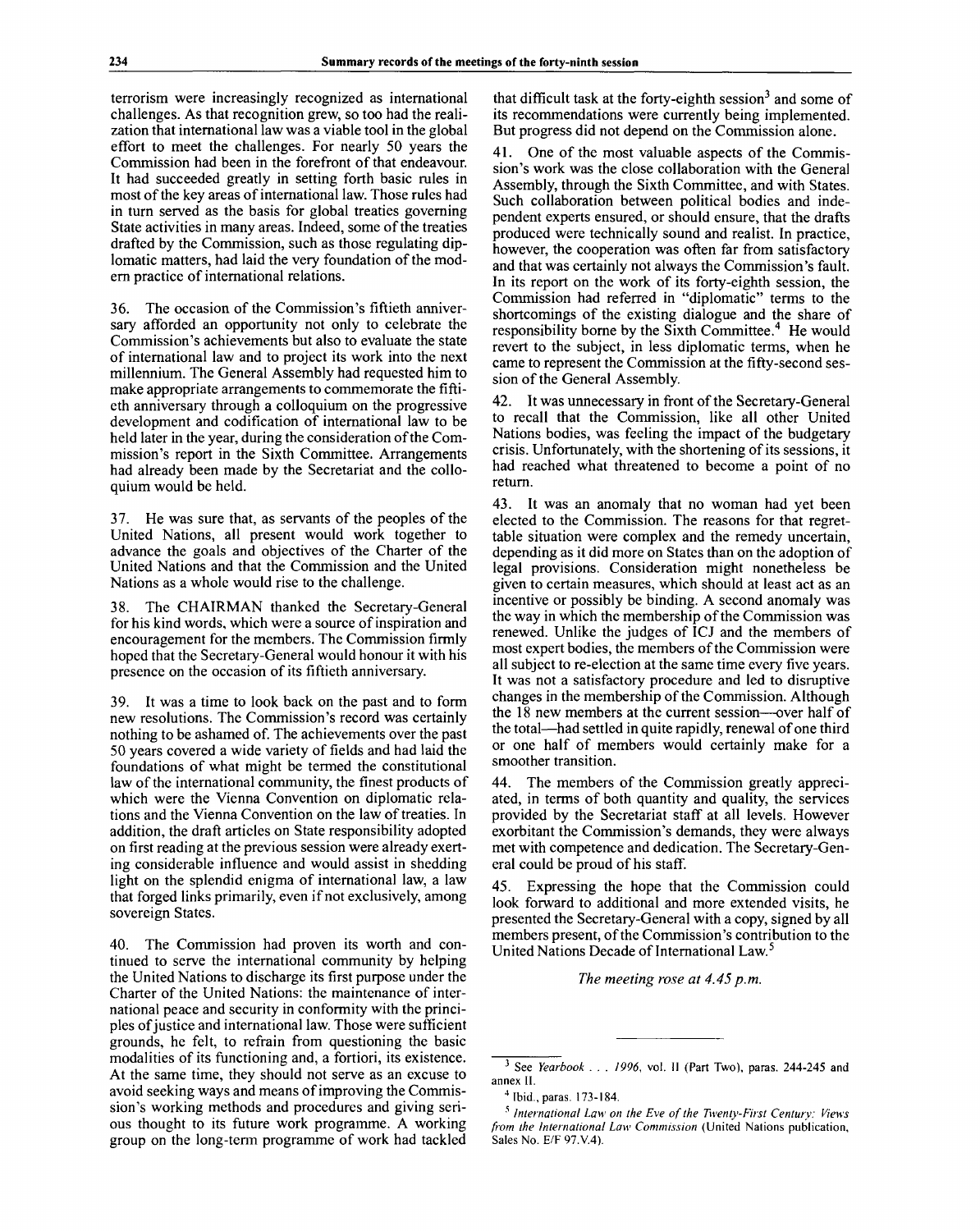terrorism were increasingly recognized as international challenges. As that recognition grew, so too had the realization that international law was a viable tool in the global effort to meet the challenges. For nearly 50 years the Commission had been in the forefront of that endeavour. It had succeeded greatly in setting forth basic rules in most of the key areas of international law. Those rules had in turn served as the basis for global treaties governing State activities in many areas. Indeed, some of the treaties drafted by the Commission, such as those regulating diplomatic matters, had laid the very foundation of the modern practice of international relations.

36. The occasion of the Commission's fiftieth anniversary afforded an opportunity not only to celebrate the Commission's achievements but also to evaluate the state of international law and to project its work into the next millennium. The General Assembly had requested him to make appropriate arrangements to commemorate the fiftieth anniversary through a colloquium on the progressive development and codification of international law to be held later in the year, during the consideration of the Commission's report in the Sixth Committee. Arrangements had already been made by the Secretariat and the colloquium would be held.

37. He was sure that, as servants of the peoples of the United Nations, all present would work together to advance the goals and objectives of the Charter of the United Nations and that the Commission and the United Nations as a whole would rise to the challenge.

38. The CHAIRMAN thanked the Secretary-General for his kind words, which were a source of inspiration and encouragement for the members. The Commission firmly hoped that the Secretary-General would honour it with his presence on the occasion of its fiftieth anniversary.

39. It was a time to look back on the past and to form new resolutions. The Commission's record was certainly nothing to be ashamed of. The achievements over the past 50 years covered a wide variety of fields and had laid the foundations of what might be termed the constitutional law of the international community, the finest products of which were the Vienna Convention on diplomatic relations and the Vienna Convention on the law of treaties. In addition, the draft articles on State responsibility adopted on first reading at the previous session were already exerting considerable influence and would assist in shedding light on the splendid enigma of international law, a law that forged links primarily, even if not exclusively, among sovereign States.

40. The Commission had proven its worth and continued to serve the international community by helping the United Nations to discharge its first purpose under the Charter of the United Nations: the maintenance of international peace and security in conformity with the principles of justice and international law. Those were sufficient grounds, he felt, to refrain from questioning the basic modalities of its functioning and, a fortiori, its existence. At the same time, they should not serve as an excuse to avoid seeking ways and means of improving the Commission's working methods and procedures and giving serious thought to its future work programme. A working group on the long-term programme of work had tackled that difficult task at the forty-eighth session[3] and some of its recommendations were currently being implemented. But progress did not depend on the Commission alone.

41. One of the most valuable aspects of the Commission's work was the close collaboration with the General Assembly, through the Sixth Committee, and with States. Such collaboration between political bodies and independent experts ensured, or should ensure, that the drafts produced were technically sound and realist. In practice, however, the cooperation was often far from satisfactory and that was certainly not always the Commission's fault. In its report on the work of its forty-eighth session, the Commission had referred in "diplomatic" terms to the shortcomings of the existing dialogue and the share of responsibility borne by the Sixth Committee.[4] He would revert to the subject, in less diplomatic terms, when he came to represent the Commission at the fifty-second session of the General Assembly.

42. It was unnecessary in front of the Secretary-General to recall that the Commission, like all other United Nations bodies, was feeling the impact of the budgetary crisis. Unfortunately, with the shortening of its sessions, it had reached what threatened to become a point of no return.

43. It was an anomaly that no woman had yet been elected to the Commission. The reasons for that regrettable situation were complex and the remedy uncertain, depending as it did more on States than on the adoption of legal provisions. Consideration might nonetheless be given to certain measures, which should at least act as an incentive or possibly be binding. A second anomaly was the way in which the membership of the Commission was renewed. Unlike the judges of ICJ and the members of most expert bodies, the members of the Commission were all subject to re-election at the same time every five years. It was not a satisfactory procedure and led to disruptive changes in the membership of the Commission. Although the 18 new members at the current session—over half of the total—had settled in quite rapidly, renewal of one third or one half of members would certainly make for a smoother transition.

44. The members of the Commission greatly appreciated, in terms of both quantity and quality, the services provided by the Secretariat staff at all levels. However exorbitant the Commission's demands, they were always met with competence and dedication. The Secretary-General could be proud of his staff.

45. Expressing the hope that the Commission could look forward to additional and more extended visits, he presented the Secretary-General with a copy, signed by all members present, of the Commission's contribution to the United Nations Decade of International Law.[5]

*The meeting rose at 4.45 p.m.*

---

[3] See *Yearbook . . . 1996*, vol. II (Part Two), paras. 244-245 and annex II.

[4] Ibid., paras. 173-184.

[5] *International Law on the Eve of the Twenty-First Century: Views from the International Law Commission* (United Nations publication, Sales No. E/F 97.V.4).